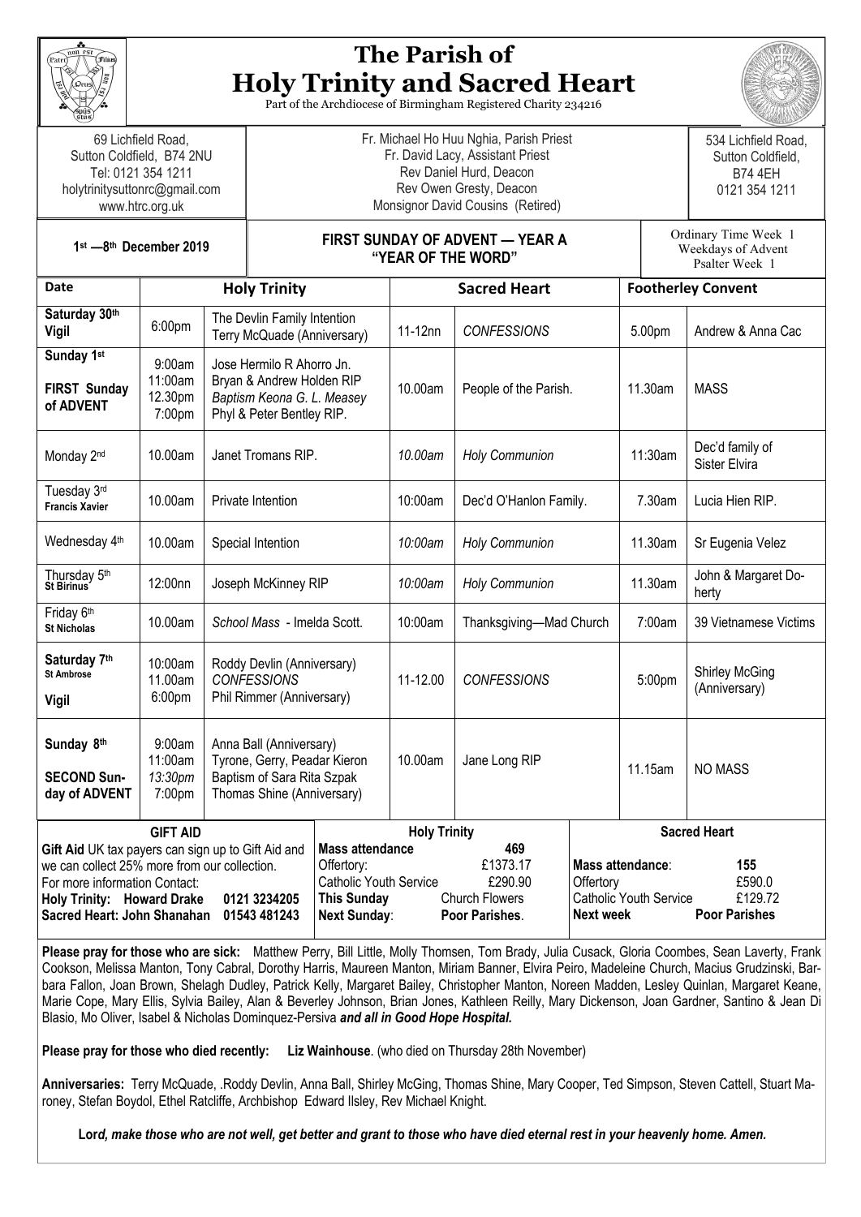# The Parish of Holy Trinity and Sacred Heart

Part of the Archdiocese of Birmingham Registered Charity 234216

| 69 Lichfield Road, Sutton Coldfield, B74 2NU<br>Tel: 0121 354 1211<br>holytrinitysuttonrc@gmail.com<br>www.htrc.org.uk | Fr. Michael Ho Huu Nghia, Parish Priest<br>Fr. David Lacy, Assistant Priest<br>Rev Daniel Hurd, Deacon<br>Rev Owen Gresty, Deacon<br>Monsignor David Cousins (Retired) | 534 Lichfield Road, Sutton Coldfield, B74 4EH<br>0121 354 1211 |
|---|---|---|
| 1st —8th December 2019 | **FIRST SUNDAY OF ADVENT — YEAR A "YEAR OF THE WORD"** | Ordinary Time Week 1<br>Weekdays of Advent<br>Psalter Week 1 |

| Date | Holy Trinity | | Sacred Heart | | Footherley Convent | |
|---|---|---|---|---|---|---|
| **Saturday 30th Vigil** | 6:00pm | The Devlin Family Intention<br>Terry McQuade (Anniversary) | 11-12nn | *CONFESSIONS* | 5.00pm | Andrew & Anna Cac |
| **Sunday 1st**<br>**FIRST Sunday of ADVENT** | 9:00am<br>11:00am<br>12.30pm<br>7:00pm | Jose Hermilo R Ahorro Jn.<br>Bryan & Andrew Holden RIP<br>*Baptism Keona G. L. Measey*<br>Phyl & Peter Bentley RIP. | 10.00am | People of the Parish. | 11.30am | MASS |
| Monday 2nd | 10.00am | Janet Tromans RIP. | *10.00am* | *Holy Communion* | 11:30am | Dec'd family of Sister Elvira |
| Tuesday 3rd **Francis Xavier** | 10.00am | Private Intention | 10:00am | Dec'd O'Hanlon Family. | 7.30am | Lucia Hien RIP. |
| Wednesday 4th | 10.00am | Special Intention | *10:00am* | *Holy Communion* | 11.30am | Sr Eugenia Velez |
| Thursday 5th **St Birinus** | 12:00nn | Joseph McKinney RIP | *10:00am* | *Holy Communion* | 11.30am | John & Margaret Doherty |
| Friday 6th **St Nicholas** | 10.00am | *School Mass* - Imelda Scott. | 10:00am | Thanksgiving—Mad Church | 7:00am | 39 Vietnamese Victims |
| **Saturday 7th St Ambrose**<br>**Vigil** | 10:00am<br>11.00am<br>6:00pm | Roddy Devlin (Anniversary)<br>*CONFESSIONS*<br>Phil Rimmer (Anniversary) | 11-12.00 | *CONFESSIONS* | 5:00pm | Shirley McGing (Anniversary) |
| **Sunday 8th**<br>**SECOND Sunday of ADVENT** | 9:00am<br>11:00am<br>*13:30pm*<br>7:00pm | Anna Ball (Anniversary)<br>Tyrone, Gerry, Peadar Kieron<br>Baptism of Sara Rita Szpak<br>Thomas Shine (Anniversary) | 10.00am | Jane Long RIP | 11.15am | NO MASS |

| GIFT AID | Holy Trinity | Sacred Heart |
|---|---|---|
| **Gift Aid** UK tax payers can sign up to Gift Aid and we can collect 25% more from our collection.<br>For more information Contact:<br>**Holy Trinity: Howard Drake 0121 3234205**<br>**Sacred Heart: John Shanahan 01543 481243** | **Mass attendance** 469<br>Offertory: £1373.17<br>Catholic Youth Service £290.90<br>**This Sunday** Church Flowers<br>**Next Sunday**: **Poor Parishes**. | **Mass attendance**: 155<br>Offertory £590.0<br>Catholic Youth Service £129.72<br>**Next week** **Poor Parishes** |

**Please pray for those who are sick:** Matthew Perry, Bill Little, Molly Thomsen, Tom Brady, Julia Cusack, Gloria Coombes, Sean Laverty, Frank Cookson, Melissa Manton, Tony Cabral, Dorothy Harris, Maureen Manton, Miriam Banner, Elvira Peiro, Madeleine Church, Macius Grudzinski, Barbara Fallon, Joan Brown, Shelagh Dudley, Patrick Kelly, Margaret Bailey, Christopher Manton, Noreen Madden, Lesley Quinlan, Margaret Keane, Marie Cope, Mary Ellis, Sylvia Bailey, Alan & Beverley Johnson, Brian Jones, Kathleen Reilly, Mary Dickenson, Joan Gardner, Santino & Jean Di Blasio, Mo Oliver, Isabel & Nicholas Dominquez-Persiva ***and all in Good Hope Hospital.***

**Please pray for those who died recently: Liz Wainhouse**. (who died on Thursday 28th November)

**Anniversaries:** Terry McQuade, .Roddy Devlin, Anna Ball, Shirley McGing, Thomas Shine, Mary Cooper, Ted Simpson, Steven Cattell, Stuart Maroney, Stefan Boydol, Ethel Ratcliffe, Archbishop Edward Ilsley, Rev Michael Knight.

**Lo*rd, make those who are not well, get better and grant to those who have died eternal rest in your heavenly home. Amen.***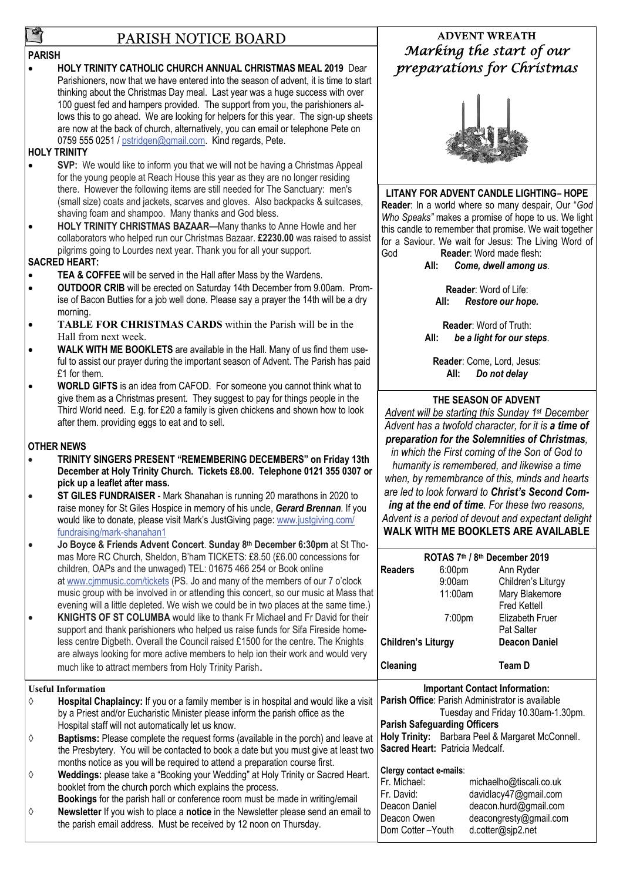# PARISH NOTICE BOARD

**PARISH**

- **HOLY TRINITY CATHOLIC CHURCH ANNUAL CHRISTMAS MEAL 2019** Dear Parishioners, now that we have entered into the season of advent, it is time to start thinking about the Christmas Day meal. Last year was a huge success with over 100 guest fed and hampers provided. The support from you, the parishioners allows this to go ahead. We are looking for helpers for this year. The sign-up sheets are now at the back of church, alternatively, you can email or telephone Pete on 0759 555 0251 / pstridgen@gmail.com. Kind regards, Pete.

**HOLY TRINITY**

- **SVP:** We would like to inform you that we will not be having a Christmas Appeal for the young people at Reach House this year as they are no longer residing there. However the following items are still needed for The Sanctuary: men's (small size) coats and jackets, scarves and gloves. Also backpacks & suitcases, shaving foam and shampoo. Many thanks and God bless.
- **HOLY TRINITY CHRISTMAS BAZAAR—**Many thanks to Anne Howle and her collaborators who helped run our Christmas Bazaar. **£2230.00** was raised to assist pilgrims going to Lourdes next year. Thank you for all your support.

**SACRED HEART:**

- **TEA & COFFEE** will be served in the Hall after Mass by the Wardens.
- **OUTDOOR CRIB** will be erected on Saturday 14th December from 9.00am. Promise of Bacon Butties for a job well done. Please say a prayer the 14th will be a dry morning.
- **TABLE FOR CHRISTMAS CARDS** within the Parish will be in the Hall from next week.
- **WALK WITH ME BOOKLETS** are available in the Hall. Many of us find them useful to assist our prayer during the important season of Advent. The Parish has paid £1 for them.
- **WORLD GIFTS** is an idea from CAFOD. For someone you cannot think what to give them as a Christmas present. They suggest to pay for things people in the Third World need. E.g. for £20 a family is given chickens and shown how to look after them. providing eggs to eat and to sell.

**OTHER NEWS**

- **TRINITY SINGERS PRESENT "REMEMBERING DECEMBERS" on Friday 13th December at Holy Trinity Church. Tickets £8.00. Telephone 0121 355 0307 or pick up a leaflet after mass.**
- **ST GILES FUNDRAISER** - Mark Shanahan is running 20 marathons in 2020 to raise money for St Giles Hospice in memory of his uncle, ***Gerard Brennan***. If you would like to donate, please visit Mark's JustGiving page: www.justgiving.com/fundraising/mark-shanahan1
- **Jo Boyce & Friends Advent Concert**. **Sunday 8th December 6:30pm** at St Thomas More RC Church, Sheldon, B'ham TICKETS: £8.50 (£6.00 concessions for children, OAPs and the unwaged) TEL: 01675 466 254 or Book online at www.cjmmusic.com/tickets (PS. Jo and many of the members of our 7 o'clock music group with be involved in or attending this concert, so our music at Mass that evening will a little depleted. We wish we could be in two places at the same time.)
- **KNIGHTS OF ST COLUMBA** would like to thank Fr Michael and Fr David for their support and thank parishioners who helped us raise funds for Sifa Fireside homeless centre Digbeth. Overall the Council raised £1500 for the centre. The Knights are always looking for more active members to help ion their work and would very much like to attract members from Holy Trinity Parish.

**Useful Information**

- **Hospital Chaplaincy:** If you or a family member is in hospital and would like a visit by a Priest and/or Eucharistic Minister please inform the parish office as the Hospital staff will not automatically let us know.
- **Baptisms:** Please complete the request forms (available in the porch) and leave at the Presbytery. You will be contacted to book a date but you must give at least two months notice as you will be required to attend a preparation course first.
- **Weddings:** please take a "Booking your Wedding" at Holy Trinity or Sacred Heart. booklet from the church porch which explains the process.
  **Bookings** for the parish hall or conference room must be made in writing/email
- **Newsletter** If you wish to place a **notice** in the Newsletter please send an email to the parish email address. Must be received by 12 noon on Thursday.

## ADVENT WREATH

*Marking the start of our preparations for Christmas*

**LITANY FOR ADVENT CANDLE LIGHTING– HOPE**

**Reader**: In a world where so many despair, Our "*God Who Speaks"* makes a promise of hope to us. We light this candle to remember that promise. We wait together for a Saviour. We wait for Jesus: The Living Word of God **Reader**: Word made flesh:
**All:** *Come, dwell among us*.

**Reader**: Word of Life:
**All:** ***Restore our hope.***

**Reader**: Word of Truth:
**All:** *be a light for our steps*.

**Reader**: Come, Lord, Jesus:
**All:** *Do not delay*

**THE SEASON OF ADVENT**

*Advent will be starting this Sunday 1st December*

*Advent has a twofold character, for it is **a time of preparation for the Solemnities of Christmas**, in which the First coming of the Son of God to humanity is remembered, and likewise a time when, by remembrance of this, minds and hearts are led to look forward to **Christ's Second Coming at the end of time**. For these two reasons, Advent is a period of devout and expectant delight*

**WALK WITH ME BOOKLETS ARE AVAILABLE**

**ROTAS 7th / 8th December 2019**

| | | |
|---|---|---|
| **Readers** | 6:00pm | Ann Ryder |
| | 9:00am | Children's Liturgy |
| | 11:00am | Mary Blakemore<br>Fred Kettell |
| | 7:00pm | Elizabeth Fruer<br>Pat Salter |
| **Children's Liturgy** | | **Deacon Daniel** |
| **Cleaning** | | **Team D** |

**Important Contact Information:**

**Parish Office**: Parish Administrator is available Tuesday and Friday 10.30am-1.30pm.

**Parish Safeguarding Officers**
**Holy Trinity:** Barbara Peel & Margaret McConnell.
**Sacred Heart:** Patricia Medcalf.

**Clergy contact e-mails**:

| | |
|---|---|
| Fr. Michael: | michaelho@tiscali.co.uk |
| Fr. David: | davidlacy47@gmail.com |
| Deacon Daniel | deacon.hurd@gmail.com |
| Deacon Owen | deacongresty@gmail.com |
| Dom Cotter –Youth | d.cotter@sjp2.net |